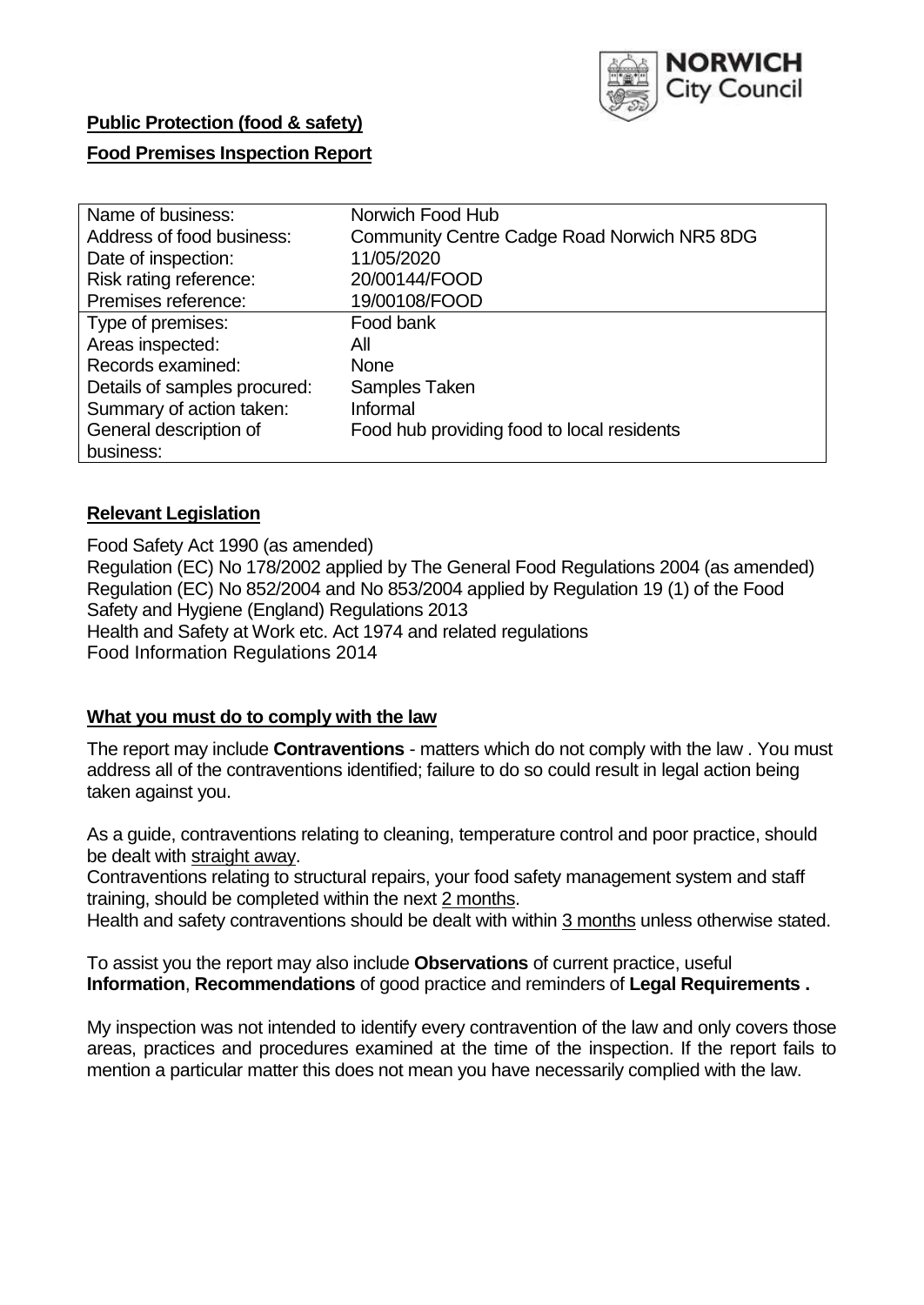**Public Protection (food & safety)**

**Food Premises Inspection Report**

| Name of business: | Norwich Food Hub |
|---|---|
| Address of food business: | Community Centre Cadge Road Norwich NR5 8DG |
| Date of inspection: | 11/05/2020 |
| Risk rating reference: | 20/00144/FOOD |
| Premises reference: | 19/00108/FOOD |
| Type of premises: | Food bank |
| Areas inspected: | All |
| Records examined: | None |
| Details of samples procured: | Samples Taken |
| Summary of action taken: | Informal |
| General description of business: | Food hub providing food to local residents |

## **Relevant Legislation**

Food Safety Act 1990 (as amended)
Regulation (EC) No 178/2002 applied by The General Food Regulations 2004 (as amended)
Regulation (EC) No 852/2004 and No 853/2004 applied by Regulation 19 (1) of the Food Safety and Hygiene (England) Regulations 2013
Health and Safety at Work etc. Act 1974 and related regulations
Food Information Regulations 2014

## **What you must do to comply with the law**

The report may include **Contraventions** - matters which do not comply with the law . You must address all of the contraventions identified; failure to do so could result in legal action being taken against you.

As a guide, contraventions relating to cleaning, temperature control and poor practice, should be dealt with straight away.
Contraventions relating to structural repairs, your food safety management system and staff training, should be completed within the next 2 months.
Health and safety contraventions should be dealt with within 3 months unless otherwise stated.

To assist you the report may also include **Observations** of current practice, useful **Information**, **Recommendations** of good practice and reminders of **Legal Requirements .**

My inspection was not intended to identify every contravention of the law and only covers those areas, practices and procedures examined at the time of the inspection. If the report fails to mention a particular matter this does not mean you have necessarily complied with the law.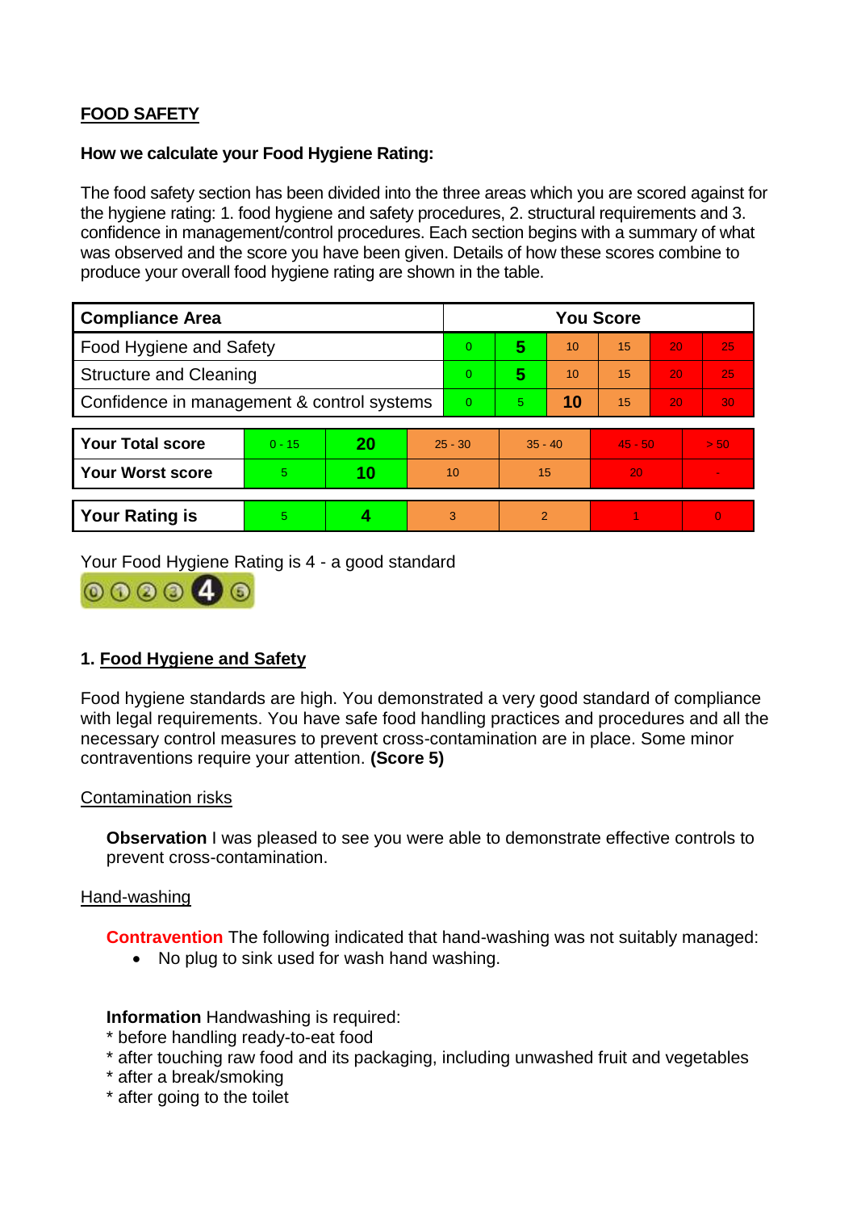**FOOD SAFETY**

**How we calculate your Food Hygiene Rating:**

The food safety section has been divided into the three areas which you are scored against for the hygiene rating: 1. food hygiene and safety procedures, 2. structural requirements and 3. confidence in management/control procedures. Each section begins with a summary of what was observed and the score you have been given. Details of how these scores combine to produce your overall food hygiene rating are shown in the table.

| Compliance Area | You Score | | | | | |
|---|---|---|---|---|---|---|
| Food Hygiene and Safety | 0 | **5** | 10 | 15 | 20 | 25 |
| Structure and Cleaning | 0 | **5** | 10 | 15 | 20 | 25 |
| Confidence in management & control systems | 0 | 5 | **10** | 15 | 20 | 30 |

| | | | | | | |
|---|---|---|---|---|---|---|
| **Your Total score** | 0 - 15 | **20** | 25 - 30 | 35 - 40 | 45 - 50 | > 50 |
| **Your Worst score** | 5 | **10** | 10 | 15 | 20 | - |

| | | | | | | |
|---|---|---|---|---|---|---|
| **Your Rating is** | 5 | **4** | 3 | 2 | 1 | 0 |

Your Food Hygiene Rating is 4 - a good standard

## 1. Food Hygiene and Safety

Food hygiene standards are high. You demonstrated a very good standard of compliance with legal requirements. You have safe food handling practices and procedures and all the necessary control measures to prevent cross-contamination are in place. Some minor contraventions require your attention. **(Score 5)**

Contamination risks

**Observation** I was pleased to see you were able to demonstrate effective controls to prevent cross-contamination.

Hand-washing

**Contravention** The following indicated that hand-washing was not suitably managed:

- No plug to sink used for wash hand washing.

**Information** Handwashing is required:
* before handling ready-to-eat food
* after touching raw food and its packaging, including unwashed fruit and vegetables
* after a break/smoking
* after going to the toilet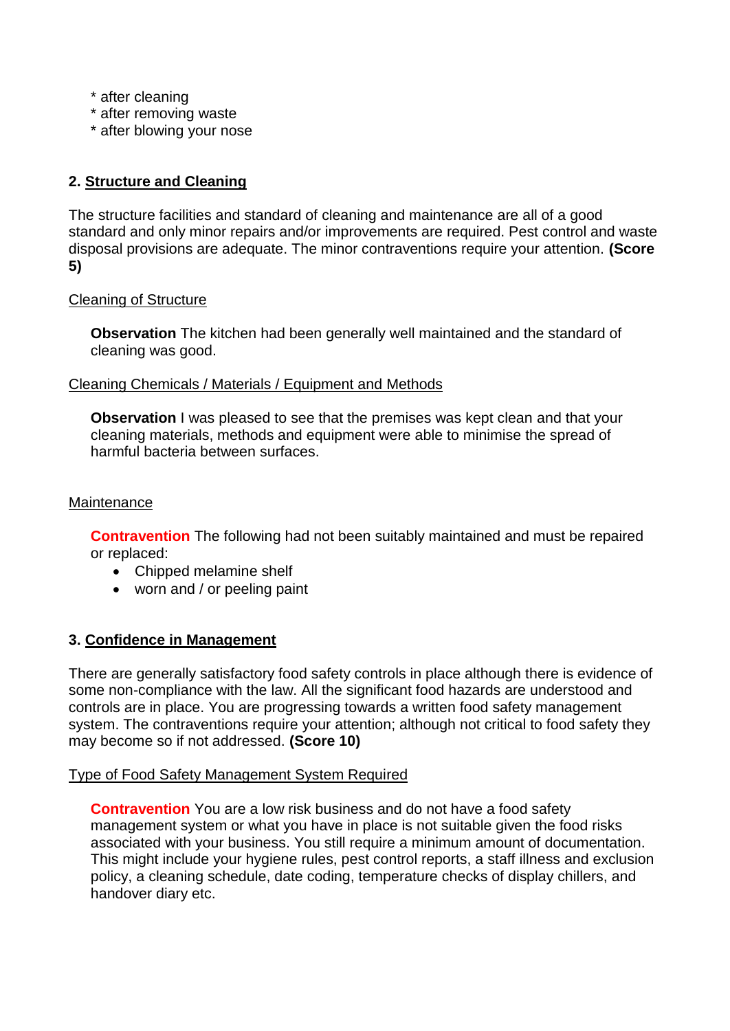* after cleaning
* after removing waste
* after blowing your nose

## 2. Structure and Cleaning

The structure facilities and standard of cleaning and maintenance are all of a good standard and only minor repairs and/or improvements are required. Pest control and waste disposal provisions are adequate. The minor contraventions require your attention. **(Score 5)**

### Cleaning of Structure

**Observation** The kitchen had been generally well maintained and the standard of cleaning was good.

### Cleaning Chemicals / Materials / Equipment and Methods

**Observation** I was pleased to see that the premises was kept clean and that your cleaning materials, methods and equipment were able to minimise the spread of harmful bacteria between surfaces.

### Maintenance

**Contravention** The following had not been suitably maintained and must be repaired or replaced:

- Chipped melamine shelf
- worn and / or peeling paint

## 3. Confidence in Management

There are generally satisfactory food safety controls in place although there is evidence of some non-compliance with the law. All the significant food hazards are understood and controls are in place. You are progressing towards a written food safety management system. The contraventions require your attention; although not critical to food safety they may become so if not addressed. **(Score 10)**

### Type of Food Safety Management System Required

**Contravention** You are a low risk business and do not have a food safety management system or what you have in place is not suitable given the food risks associated with your business. You still require a minimum amount of documentation. This might include your hygiene rules, pest control reports, a staff illness and exclusion policy, a cleaning schedule, date coding, temperature checks of display chillers, and handover diary etc.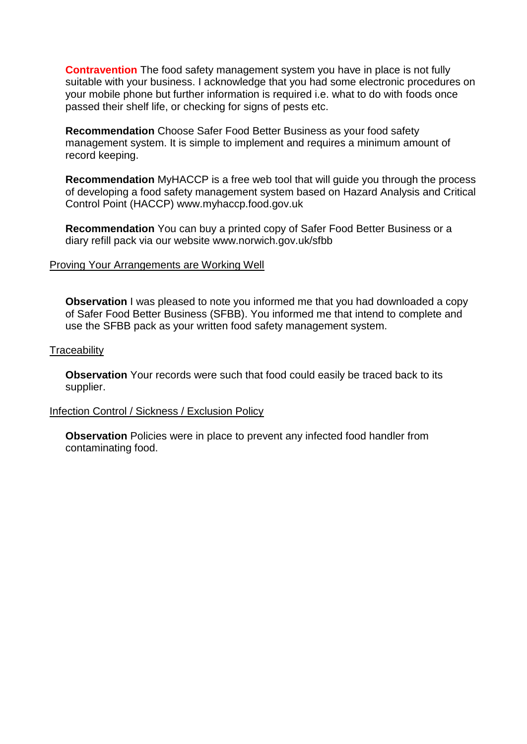**Contravention** The food safety management system you have in place is not fully suitable with your business. I acknowledge that you had some electronic procedures on your mobile phone but further information is required i.e. what to do with foods once passed their shelf life, or checking for signs of pests etc.

**Recommendation** Choose Safer Food Better Business as your food safety management system. It is simple to implement and requires a minimum amount of record keeping.

**Recommendation** MyHACCP is a free web tool that will guide you through the process of developing a food safety management system based on Hazard Analysis and Critical Control Point (HACCP) www.myhaccp.food.gov.uk

**Recommendation** You can buy a printed copy of Safer Food Better Business or a diary refill pack via our website www.norwich.gov.uk/sfbb

Proving Your Arrangements are Working Well

**Observation** I was pleased to note you informed me that you had downloaded a copy of Safer Food Better Business (SFBB). You informed me that intend to complete and use the SFBB pack as your written food safety management system.

Traceability

**Observation** Your records were such that food could easily be traced back to its supplier.

Infection Control / Sickness / Exclusion Policy

**Observation** Policies were in place to prevent any infected food handler from contaminating food.